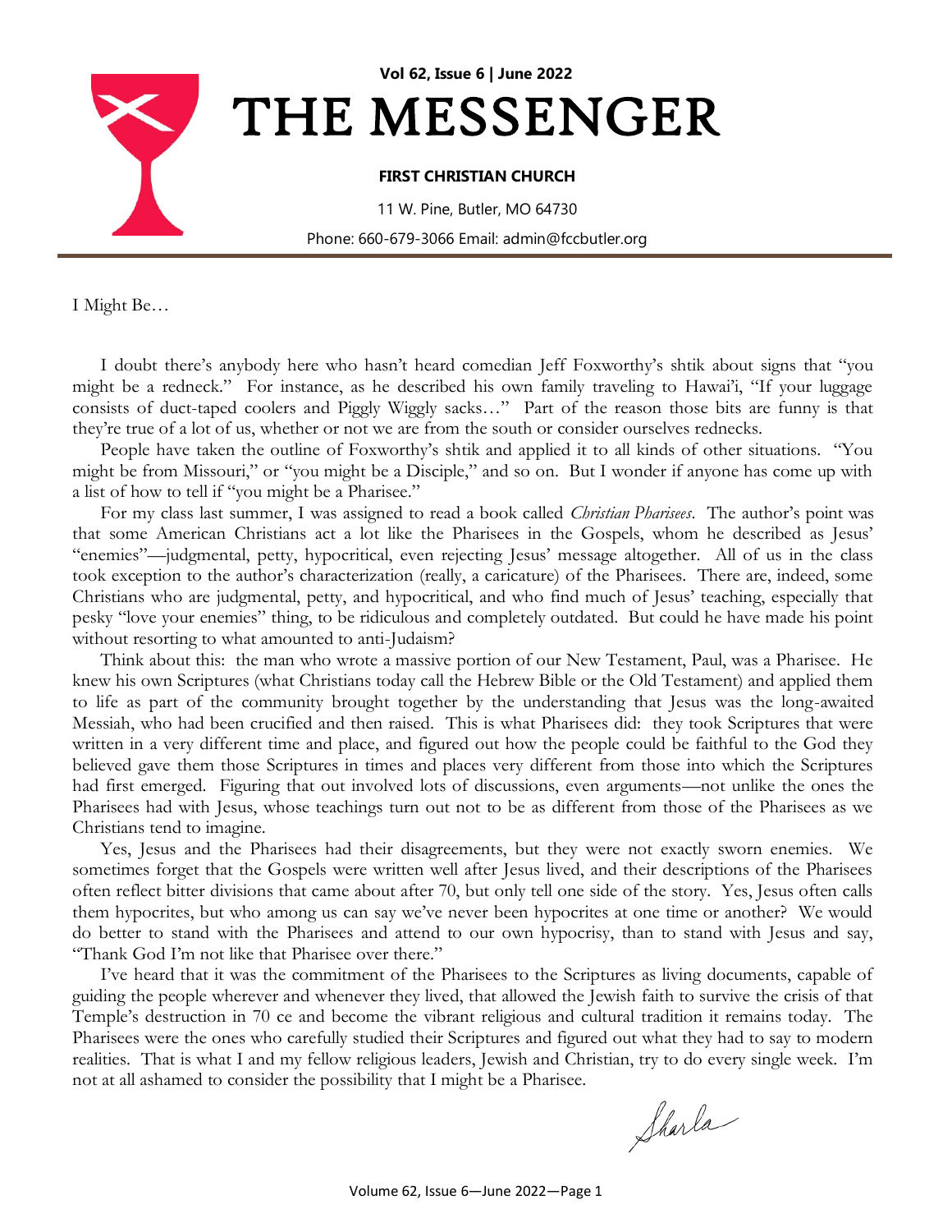Vol 62, Issue 6 | June 2022

# THE MESSENGER

**FIRST CHRISTIAN CHURCH**

11 W. Pine, Butler, MO 64730

Phone: 660-679-3066 Email: admin@fccbutler.org

---

I Might Be…

I doubt there's anybody here who hasn't heard comedian Jeff Foxworthy's shtik about signs that "you might be a redneck." For instance, as he described his own family traveling to Hawai'i, "If your luggage consists of duct-taped coolers and Piggly Wiggly sacks…" Part of the reason those bits are funny is that they're true of a lot of us, whether or not we are from the south or consider ourselves rednecks.

People have taken the outline of Foxworthy's shtik and applied it to all kinds of other situations. "You might be from Missouri," or "you might be a Disciple," and so on. But I wonder if anyone has come up with a list of how to tell if "you might be a Pharisee."

For my class last summer, I was assigned to read a book called *Christian Pharisees*. The author's point was that some American Christians act a lot like the Pharisees in the Gospels, whom he described as Jesus' "enemies"—judgmental, petty, hypocritical, even rejecting Jesus' message altogether. All of us in the class took exception to the author's characterization (really, a caricature) of the Pharisees. There are, indeed, some Christians who are judgmental, petty, and hypocritical, and who find much of Jesus' teaching, especially that pesky "love your enemies" thing, to be ridiculous and completely outdated. But could he have made his point without resorting to what amounted to anti-Judaism?

Think about this: the man who wrote a massive portion of our New Testament, Paul, was a Pharisee. He knew his own Scriptures (what Christians today call the Hebrew Bible or the Old Testament) and applied them to life as part of the community brought together by the understanding that Jesus was the long-awaited Messiah, who had been crucified and then raised. This is what Pharisees did: they took Scriptures that were written in a very different time and place, and figured out how the people could be faithful to the God they believed gave them those Scriptures in times and places very different from those into which the Scriptures had first emerged. Figuring that out involved lots of discussions, even arguments—not unlike the ones the Pharisees had with Jesus, whose teachings turn out not to be as different from those of the Pharisees as we Christians tend to imagine.

Yes, Jesus and the Pharisees had their disagreements, but they were not exactly sworn enemies. We sometimes forget that the Gospels were written well after Jesus lived, and their descriptions of the Pharisees often reflect bitter divisions that came about after 70, but only tell one side of the story. Yes, Jesus often calls them hypocrites, but who among us can say we've never been hypocrites at one time or another? We would do better to stand with the Pharisees and attend to our own hypocrisy, than to stand with Jesus and say, "Thank God I'm not like that Pharisee over there."

I've heard that it was the commitment of the Pharisees to the Scriptures as living documents, capable of guiding the people wherever and whenever they lived, that allowed the Jewish faith to survive the crisis of that Temple's destruction in 70 ce and become the vibrant religious and cultural tradition it remains today. The Pharisees were the ones who carefully studied their Scriptures and figured out what they had to say to modern realities. That is what I and my fellow religious leaders, Jewish and Christian, try to do every single week. I'm not at all ashamed to consider the possibility that I might be a Pharisee.

Sharla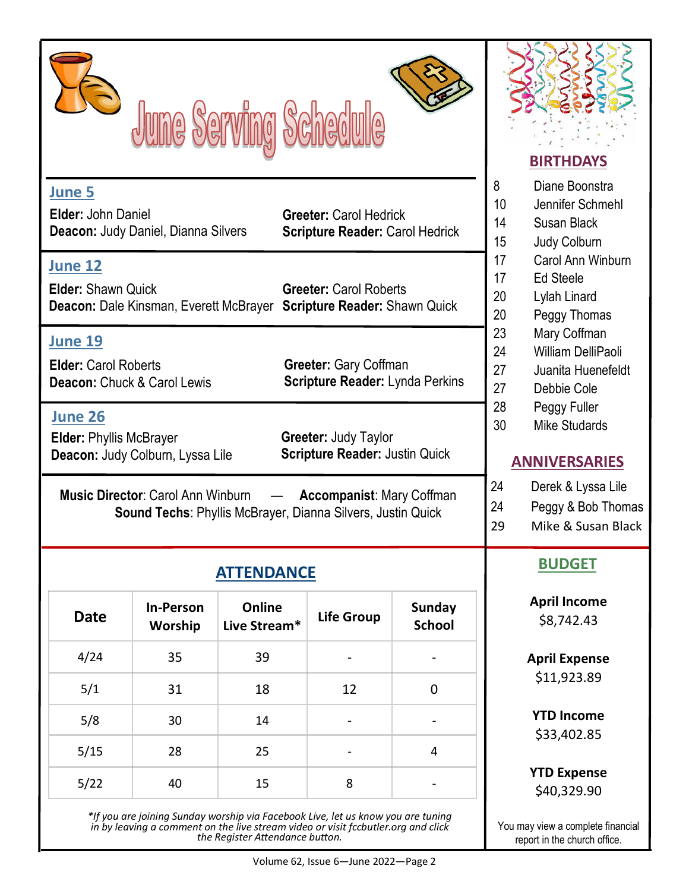# June Serving Schedule

## June 5

**Elder:** John Daniel
**Deacon:** Judy Daniel, Dianna Silvers
**Greeter:** Carol Hedrick
**Scripture Reader:** Carol Hedrick

## June 12

**Elder:** Shawn Quick
**Deacon:** Dale Kinsman, Everett McBrayer
**Greeter:** Carol Roberts
**Scripture Reader:** Shawn Quick

## June 19

**Elder:** Carol Roberts
**Deacon:** Chuck & Carol Lewis
**Greeter:** Gary Coffman
**Scripture Reader:** Lynda Perkins

## June 26

**Elder:** Phyllis McBrayer
**Deacon:** Judy Colburn, Lyssa Lile
**Greeter:** Judy Taylor
**Scripture Reader:** Justin Quick

**Music Director**: Carol Ann Winburn — **Accompanist**: Mary Coffman
**Sound Techs**: Phyllis McBrayer, Dianna Silvers, Justin Quick

## ATTENDANCE

| Date | In-Person Worship | Online Live Stream* | Life Group | Sunday School |
|---|---|---|---|---|
| 4/24 | 35 | 39 | - | - |
| 5/1 | 31 | 18 | 12 | 0 |
| 5/8 | 30 | 14 | - | - |
| 5/15 | 28 | 25 | - | 4 |
| 5/22 | 40 | 15 | 8 | - |

*\*If you are joining Sunday worship via Facebook Live, let us know you are tuning in by leaving a comment on the live stream video or visit fccbutler.org and click the Register Attendance button.*

## BIRTHDAYS

- 8 Diane Boonstra
- 10 Jennifer Schmehl
- 14 Susan Black
- 15 Judy Colburn
- 17 Carol Ann Winburn
- 17 Ed Steele
- 20 Lylah Linard
- 20 Peggy Thomas
- 23 Mary Coffman
- 24 William DelliPaoli
- 27 Juanita Huenefeldt
- 27 Debbie Cole
- 28 Peggy Fuller
- 30 Mike Studards

## ANNIVERSARIES

- 24 Derek & Lyssa Lile
- 24 Peggy & Bob Thomas
- 29 Mike & Susan Black

## BUDGET

**April Income**
$8,742.43

**April Expense**
$11,923.89

**YTD Income**
$33,402.85

**YTD Expense**
$40,329.90

You may view a complete financial report in the church office.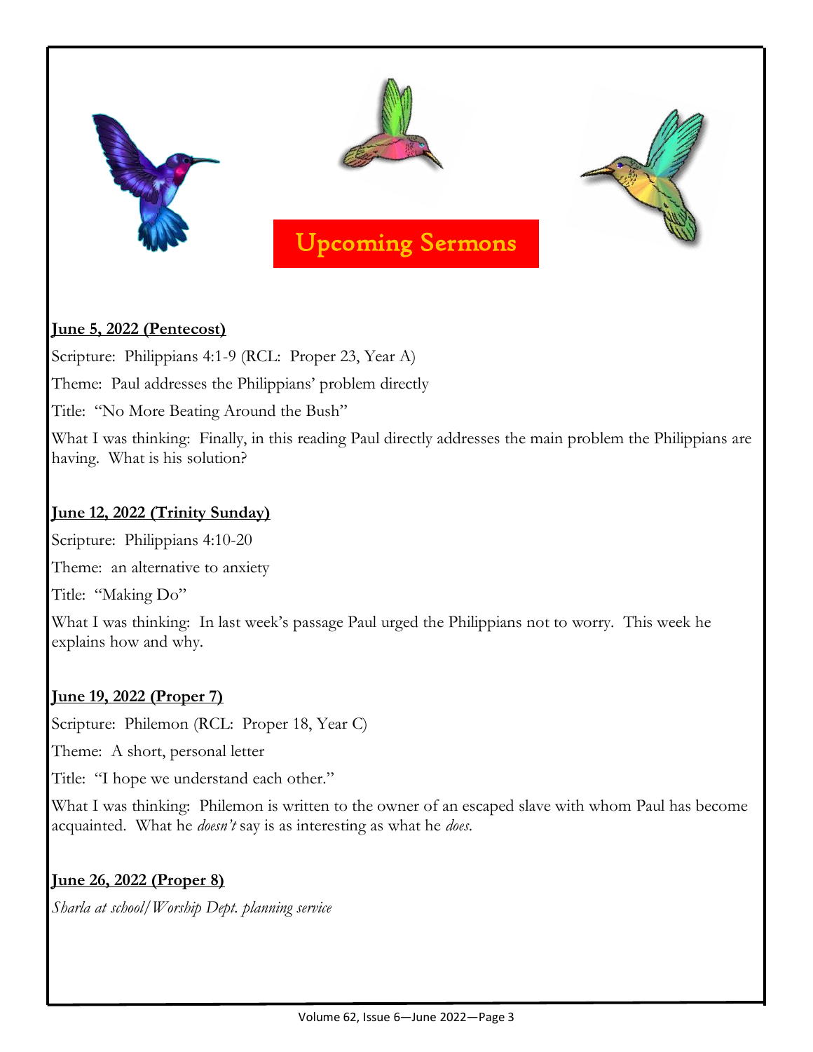# Upcoming Sermons

**June 5, 2022 (Pentecost)**

Scripture: Philippians 4:1-9 (RCL: Proper 23, Year A)

Theme: Paul addresses the Philippians' problem directly

Title: "No More Beating Around the Bush"

What I was thinking: Finally, in this reading Paul directly addresses the main problem the Philippians are having. What is his solution?

**June 12, 2022 (Trinity Sunday)**

Scripture: Philippians 4:10-20

Theme: an alternative to anxiety

Title: "Making Do"

What I was thinking: In last week's passage Paul urged the Philippians not to worry. This week he explains how and why.

**June 19, 2022 (Proper 7)**

Scripture: Philemon (RCL: Proper 18, Year C)

Theme: A short, personal letter

Title: "I hope we understand each other."

What I was thinking: Philemon is written to the owner of an escaped slave with whom Paul has become acquainted. What he *doesn't* say is as interesting as what he *does*.

**June 26, 2022 (Proper 8)**

*Sharla at school/Worship Dept. planning service*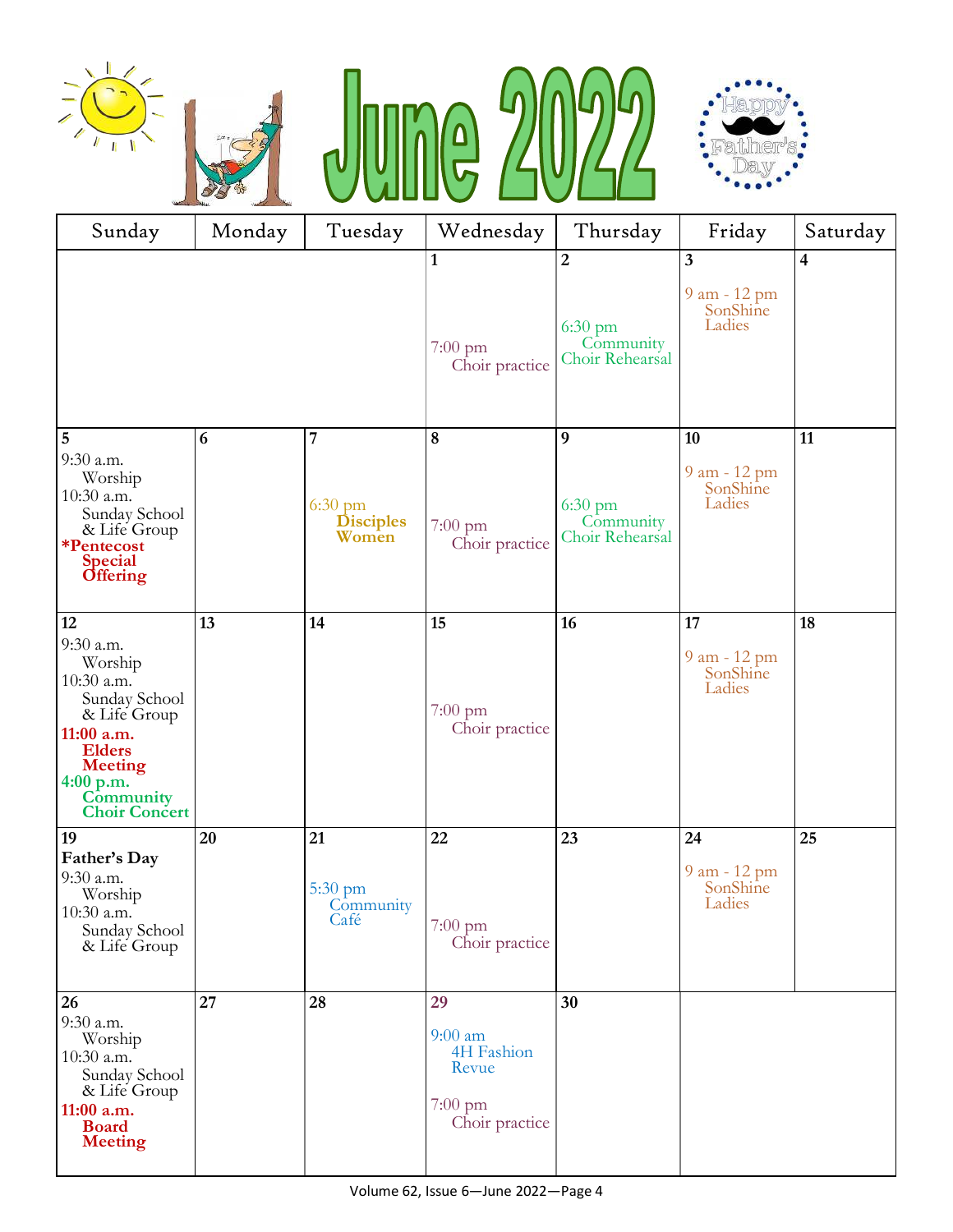# June 2022

| Sunday | Monday | Tuesday | Wednesday | Thursday | Friday | Saturday |
|---|---|---|---|---|---|---|
| | | | 1<br>7:00 pm Choir practice | 2<br>6:30 pm Community Choir Rehearsal | 3<br>9 am - 12 pm SonShine Ladies | 4 |
| 5<br>9:30 a.m. Worship<br>10:30 a.m. Sunday School & Life Group<br>**\*Pentecost Special Offering** | 6 | 7<br>6:30 pm **Disciples Women** | 8<br>7:00 pm Choir practice | 9<br>6:30 pm Community Choir Rehearsal | 10<br>9 am - 12 pm SonShine Ladies | 11 |
| 12<br>9:30 a.m. Worship<br>10:30 a.m. Sunday School & Life Group<br>**11:00 a.m. Elders Meeting**<br>**4:00 p.m. Community Choir Concert** | 13 | 14 | 15<br>7:00 pm Choir practice | 16 | 17<br>9 am - 12 pm SonShine Ladies | 18 |
| 19<br>**Father's Day**<br>9:30 a.m. Worship<br>10:30 a.m. Sunday School & Life Group | 20 | 21<br>5:30 pm Community Café | 22<br>7:00 pm Choir practice | 23 | 24<br>9 am - 12 pm SonShine Ladies | 25 |
| 26<br>9:30 a.m. Worship<br>10:30 a.m. Sunday School & Life Group<br>**11:00 a.m. Board Meeting** | 27 | 28 | 29<br>9:00 am 4H Fashion Revue<br>7:00 pm Choir practice | 30 | | |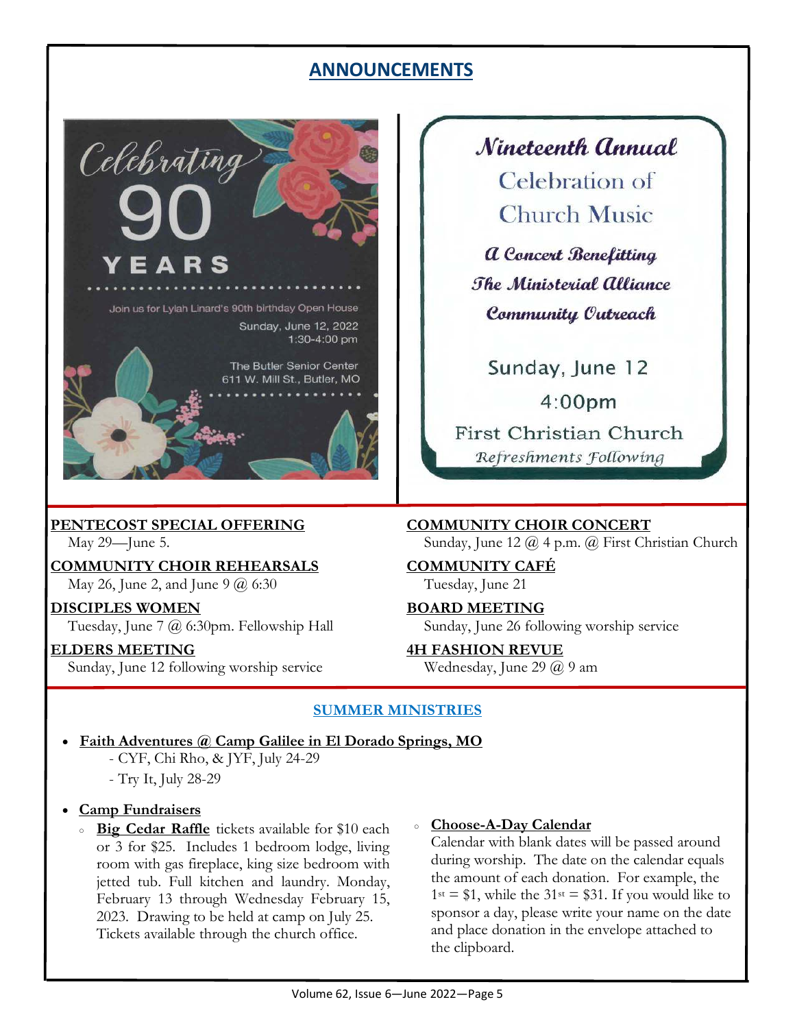# ANNOUNCEMENTS

Celebrating 90 YEARS

Join us for Lylah Linard's 90th birthday Open House
Sunday, June 12, 2022
1:30-4:00 pm

The Butler Senior Center
611 W. Mill St., Butler, MO

*Nineteenth Annual*
Celebration of
Church Music

*A Concert Benefitting*
*The Ministerial Alliance*
*Community Outreach*

Sunday, June 12
4:00pm
First Christian Church
*Refreshments Following*

**PENTECOST SPECIAL OFFERING**
May 29—June 5.

**COMMUNITY CHOIR REHEARSALS**
May 26, June 2, and June 9 @ 6:30

**DISCIPLES WOMEN**
Tuesday, June 7 @ 6:30pm. Fellowship Hall

**ELDERS MEETING**
Sunday, June 12 following worship service

**COMMUNITY CHOIR CONCERT**
Sunday, June 12 @ 4 p.m. @ First Christian Church

**COMMUNITY CAFÉ**
Tuesday, June 21

**BOARD MEETING**
Sunday, June 26 following worship service

**4H FASHION REVUE**
Wednesday, June 29 @ 9 am

## SUMMER MINISTRIES

- **Faith Adventures @ Camp Galilee in El Dorado Springs, MO**
  - CYF, Chi Rho, & JYF, July 24-29
  - Try It, July 28-29
- **Camp Fundraisers**
  - **Big Cedar Raffle** tickets available for $10 each or 3 for $25. Includes 1 bedroom lodge, living room with gas fireplace, king size bedroom with jetted tub. Full kitchen and laundry. Monday, February 13 through Wednesday February 15, 2023. Drawing to be held at camp on July 25. Tickets available through the church office.
  - **Choose-A-Day Calendar**
    Calendar with blank dates will be passed around during worship. The date on the calendar equals the amount of each donation. For example, the 1st = $1, while the 31st = $31. If you would like to sponsor a day, please write your name on the date and place donation in the envelope attached to the clipboard.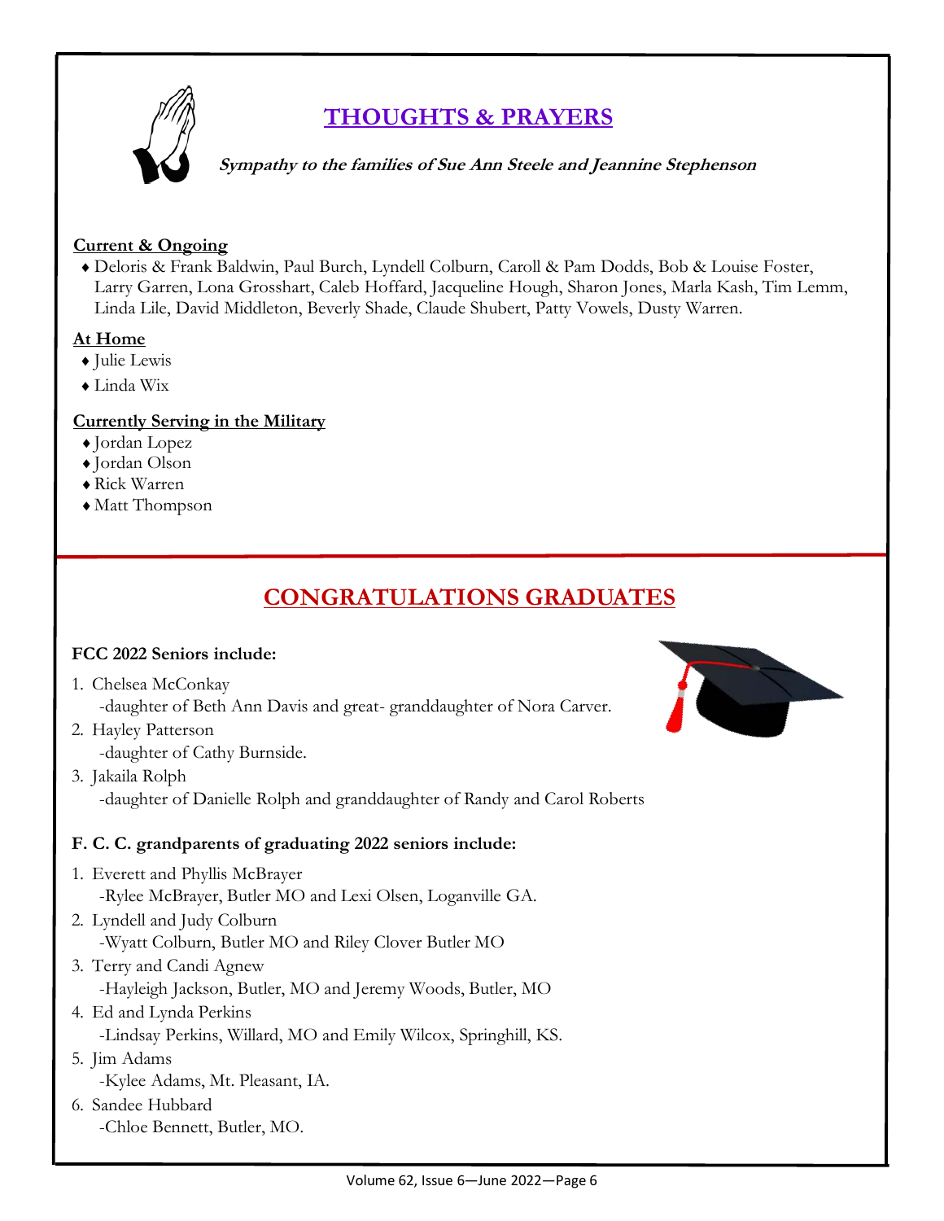## THOUGHTS & PRAYERS

***Sympathy to the families of Sue Ann Steele and Jeannine Stephenson***

**Current & Ongoing**

- Deloris & Frank Baldwin, Paul Burch, Lyndell Colburn, Caroll & Pam Dodds, Bob & Louise Foster, Larry Garren, Lona Grosshart, Caleb Hoffard, Jacqueline Hough, Sharon Jones, Marla Kash, Tim Lemm, Linda Lile, David Middleton, Beverly Shade, Claude Shubert, Patty Vowels, Dusty Warren.

**At Home**

- Julie Lewis
- Linda Wix

**Currently Serving in the Military**

- Jordan Lopez
- Jordan Olson
- Rick Warren
- Matt Thompson

## CONGRATULATIONS GRADUATES

**FCC 2022 Seniors include:**

1. Chelsea McConkay
   -daughter of Beth Ann Davis and great- granddaughter of Nora Carver.
2. Hayley Patterson
   -daughter of Cathy Burnside.
3. Jakaila Rolph
   -daughter of Danielle Rolph and granddaughter of Randy and Carol Roberts

**F. C. C. grandparents of graduating 2022 seniors include:**

1. Everett and Phyllis McBrayer
   -Rylee McBrayer, Butler MO and Lexi Olsen, Loganville GA.
2. Lyndell and Judy Colburn
   -Wyatt Colburn, Butler MO and Riley Clover Butler MO
3. Terry and Candi Agnew
   -Hayleigh Jackson, Butler, MO and Jeremy Woods, Butler, MO
4. Ed and Lynda Perkins
   -Lindsay Perkins, Willard, MO and Emily Wilcox, Springhill, KS.
5. Jim Adams
   -Kylee Adams, Mt. Pleasant, IA.
6. Sandee Hubbard
   -Chloe Bennett, Butler, MO.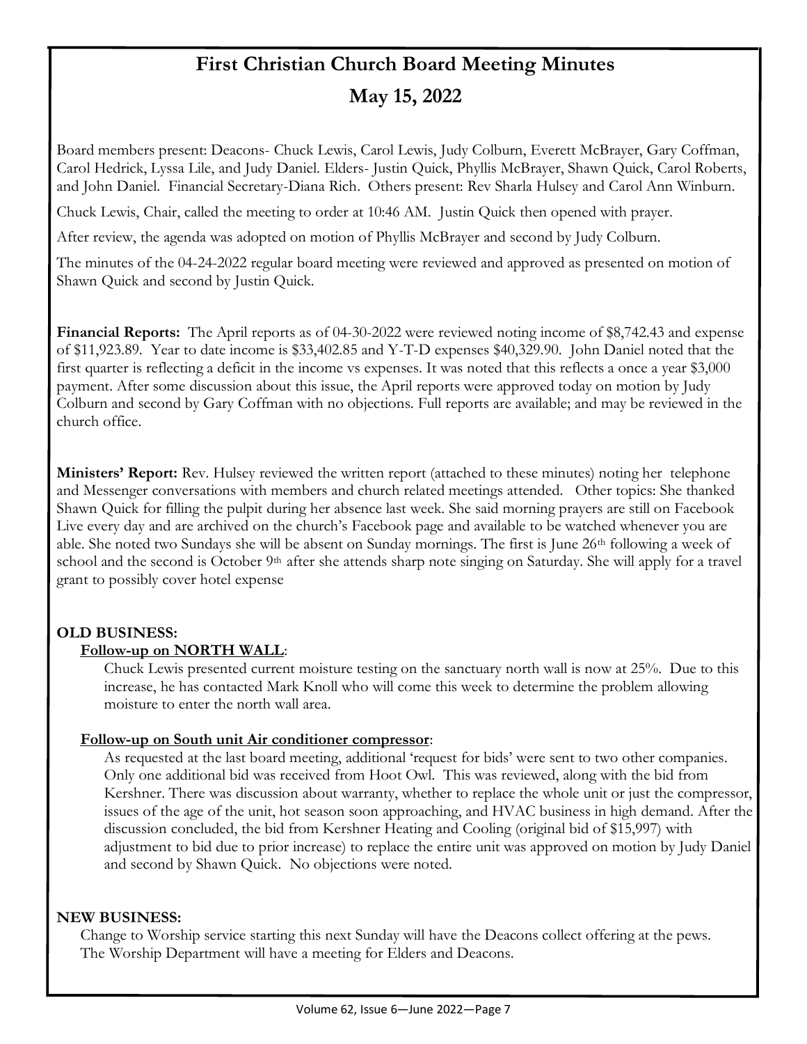# First Christian Church Board Meeting Minutes

## May 15, 2022

Board members present: Deacons- Chuck Lewis, Carol Lewis, Judy Colburn, Everett McBrayer, Gary Coffman, Carol Hedrick, Lyssa Lile, and Judy Daniel. Elders- Justin Quick, Phyllis McBrayer, Shawn Quick, Carol Roberts, and John Daniel. Financial Secretary-Diana Rich. Others present: Rev Sharla Hulsey and Carol Ann Winburn.

Chuck Lewis, Chair, called the meeting to order at 10:46 AM. Justin Quick then opened with prayer.

After review, the agenda was adopted on motion of Phyllis McBrayer and second by Judy Colburn.

The minutes of the 04-24-2022 regular board meeting were reviewed and approved as presented on motion of Shawn Quick and second by Justin Quick.

**Financial Reports:** The April reports as of 04-30-2022 were reviewed noting income of $8,742.43 and expense of $11,923.89. Year to date income is $33,402.85 and Y-T-D expenses $40,329.90. John Daniel noted that the first quarter is reflecting a deficit in the income vs expenses. It was noted that this reflects a once a year $3,000 payment. After some discussion about this issue, the April reports were approved today on motion by Judy Colburn and second by Gary Coffman with no objections. Full reports are available; and may be reviewed in the church office.

**Ministers' Report:** Rev. Hulsey reviewed the written report (attached to these minutes) noting her telephone and Messenger conversations with members and church related meetings attended. Other topics: She thanked Shawn Quick for filling the pulpit during her absence last week. She said morning prayers are still on Facebook Live every day and are archived on the church's Facebook page and available to be watched whenever you are able. She noted two Sundays she will be absent on Sunday mornings. The first is June 26th following a week of school and the second is October 9th after she attends sharp note singing on Saturday. She will apply for a travel grant to possibly cover hotel expense

**OLD BUSINESS:**

**Follow-up on NORTH WALL**:

Chuck Lewis presented current moisture testing on the sanctuary north wall is now at 25%. Due to this increase, he has contacted Mark Knoll who will come this week to determine the problem allowing moisture to enter the north wall area.

**Follow-up on South unit Air conditioner compressor**:

As requested at the last board meeting, additional 'request for bids' were sent to two other companies. Only one additional bid was received from Hoot Owl. This was reviewed, along with the bid from Kershner. There was discussion about warranty, whether to replace the whole unit or just the compressor, issues of the age of the unit, hot season soon approaching, and HVAC business in high demand. After the discussion concluded, the bid from Kershner Heating and Cooling (original bid of $15,997) with adjustment to bid due to prior increase) to replace the entire unit was approved on motion by Judy Daniel and second by Shawn Quick. No objections were noted.

**NEW BUSINESS:**

Change to Worship service starting this next Sunday will have the Deacons collect offering at the pews. The Worship Department will have a meeting for Elders and Deacons.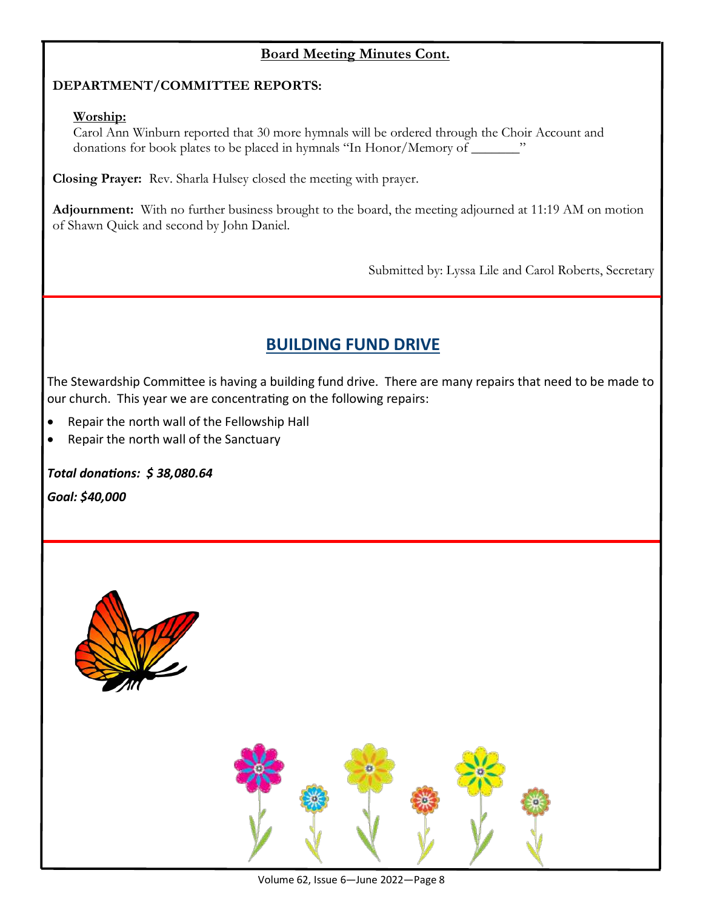## Board Meeting Minutes Cont.

**DEPARTMENT/COMMITTEE REPORTS:**

**Worship:**

Carol Ann Winburn reported that 30 more hymnals will be ordered through the Choir Account and donations for book plates to be placed in hymnals "In Honor/Memory of _______"

**Closing Prayer:** Rev. Sharla Hulsey closed the meeting with prayer.

**Adjournment:** With no further business brought to the board, the meeting adjourned at 11:19 AM on motion of Shawn Quick and second by John Daniel.

Submitted by: Lyssa Lile and Carol Roberts, Secretary

## BUILDING FUND DRIVE

The Stewardship Committee is having a building fund drive. There are many repairs that need to be made to our church. This year we are concentrating on the following repairs:

- Repair the north wall of the Fellowship Hall
- Repair the north wall of the Sanctuary

***Total donations: $ 38,080.64***

***Goal: $40,000***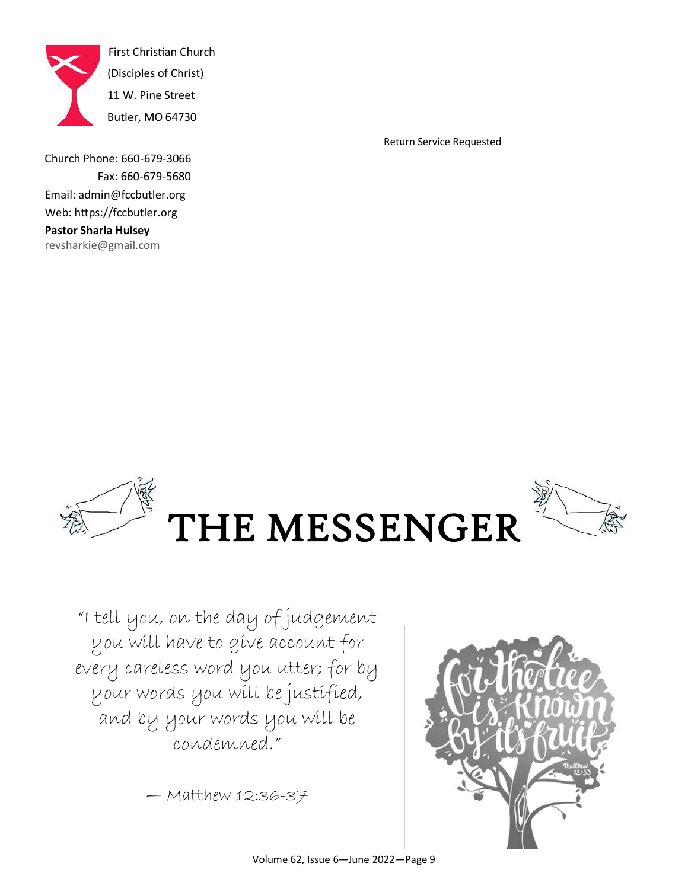First Christian Church
(Disciples of Christ)
11 W. Pine Street
Butler, MO 64730

Return Service Requested

Church Phone: 660-679-3066
Fax: 660-679-5680
Email: admin@fccbutler.org
Web: https://fccbutler.org
**Pastor Sharla Hulsey**
revsharkie@gmail.com

# THE MESSENGER

"I tell you, on the day of judgement you will have to give account for every careless word you utter; for by your words you will be justified, and by your words you will be condemned."

— Matthew 12:36-37

For the tree is known by it's fruit
Matthew 12:33